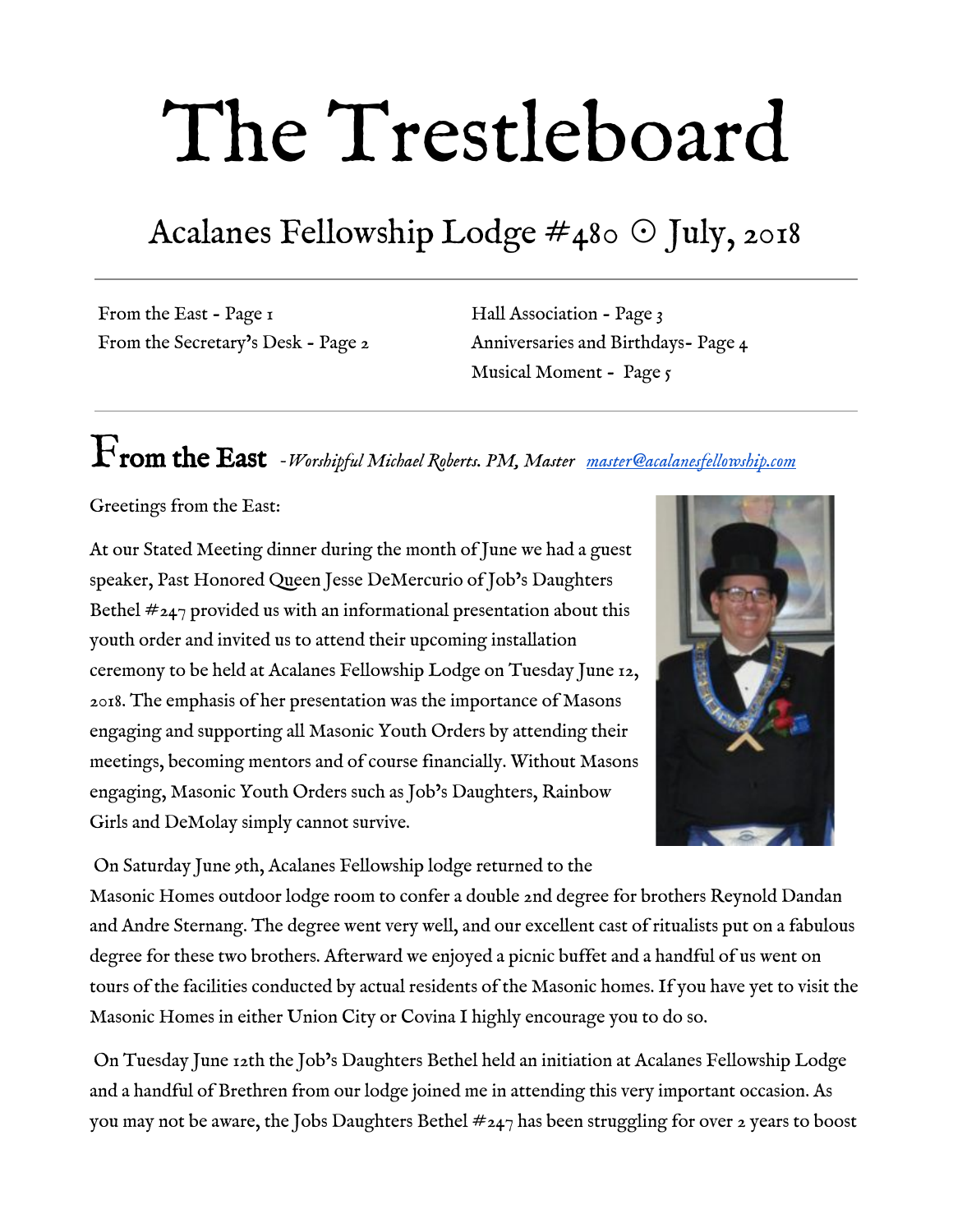# The Trestleboard

## Acalanes Fellowship Lodge #480 ⊙ July, 2018

From the East - Page 1
From the Secretary's Desk - Page 2
Hall Association - Page 3
Anniversaries and Birthdays- Page 4
Musical Moment - Page 5

## From the East *-Worshipful Michael Roberts. PM, Master [master@acalanesfellowship.com](mailto:master@acalanesfellowship.com)*

Greetings from the East:

At our Stated Meeting dinner during the month of June we had a guest speaker, Past Honored Queen Jesse DeMercurio of Job's Daughters Bethel #247 provided us with an informational presentation about this youth order and invited us to attend their upcoming installation ceremony to be held at Acalanes Fellowship Lodge on Tuesday June 12, 2018. The emphasis of her presentation was the importance of Masons engaging and supporting all Masonic Youth Orders by attending their meetings, becoming mentors and of course financially. Without Masons engaging, Masonic Youth Orders such as Job's Daughters, Rainbow Girls and DeMolay simply cannot survive.

On Saturday June 9th, Acalanes Fellowship lodge returned to the Masonic Homes outdoor lodge room to confer a double 2nd degree for brothers Reynold Dandan and Andre Sternang. The degree went very well, and our excellent cast of ritualists put on a fabulous degree for these two brothers. Afterward we enjoyed a picnic buffet and a handful of us went on tours of the facilities conducted by actual residents of the Masonic homes. If you have yet to visit the Masonic Homes in either Union City or Covina I highly encourage you to do so.

On Tuesday June 12th the Job's Daughters Bethel held an initiation at Acalanes Fellowship Lodge and a handful of Brethren from our lodge joined me in attending this very important occasion. As you may not be aware, the Jobs Daughters Bethel #247 has been struggling for over 2 years to boost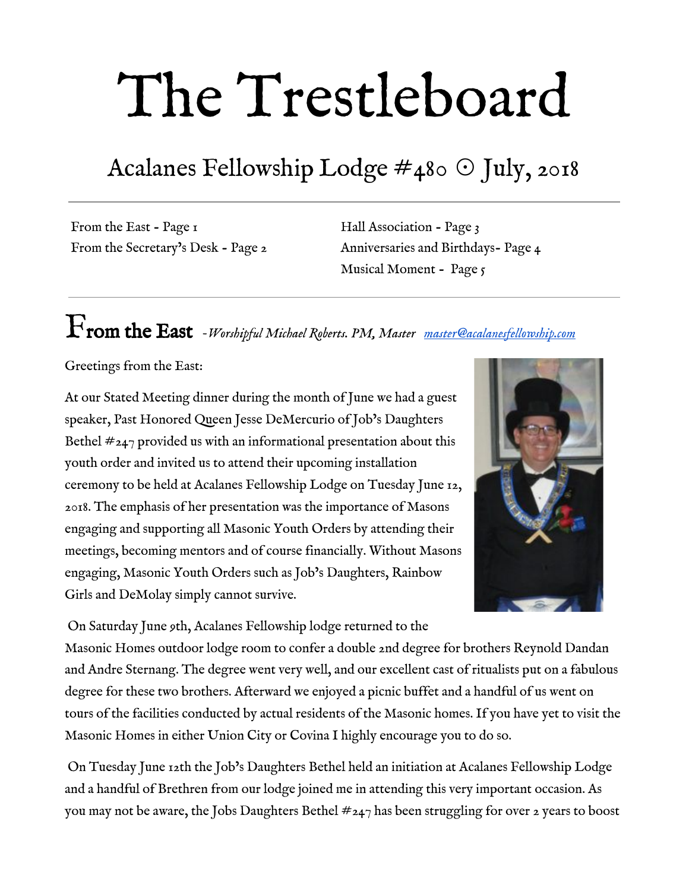# The Trestleboard

## Acalanes Fellowship Lodge #480 ⊙ July, 2018

From the East - Page 1
From the Secretary's Desk - Page 2
Hall Association - Page 3
Anniversaries and Birthdays- Page 4
Musical Moment - Page 5

## From the East *-Worshipful Michael Roberts. PM, Master* [master@acalanesfellowship.com](mailto:master@acalanesfellowship.com)

Greetings from the East:

At our Stated Meeting dinner during the month of June we had a guest speaker, Past Honored Queen Jesse DeMercurio of Job's Daughters Bethel #247 provided us with an informational presentation about this youth order and invited us to attend their upcoming installation ceremony to be held at Acalanes Fellowship Lodge on Tuesday June 12, 2018. The emphasis of her presentation was the importance of Masons engaging and supporting all Masonic Youth Orders by attending their meetings, becoming mentors and of course financially. Without Masons engaging, Masonic Youth Orders such as Job's Daughters, Rainbow Girls and DeMolay simply cannot survive.

On Saturday June 9th, Acalanes Fellowship lodge returned to the Masonic Homes outdoor lodge room to confer a double 2nd degree for brothers Reynold Dandan and Andre Sternang. The degree went very well, and our excellent cast of ritualists put on a fabulous degree for these two brothers. Afterward we enjoyed a picnic buffet and a handful of us went on tours of the facilities conducted by actual residents of the Masonic homes. If you have yet to visit the Masonic Homes in either Union City or Covina I highly encourage you to do so.

On Tuesday June 12th the Job's Daughters Bethel held an initiation at Acalanes Fellowship Lodge and a handful of Brethren from our lodge joined me in attending this very important occasion. As you may not be aware, the Jobs Daughters Bethel #247 has been struggling for over 2 years to boost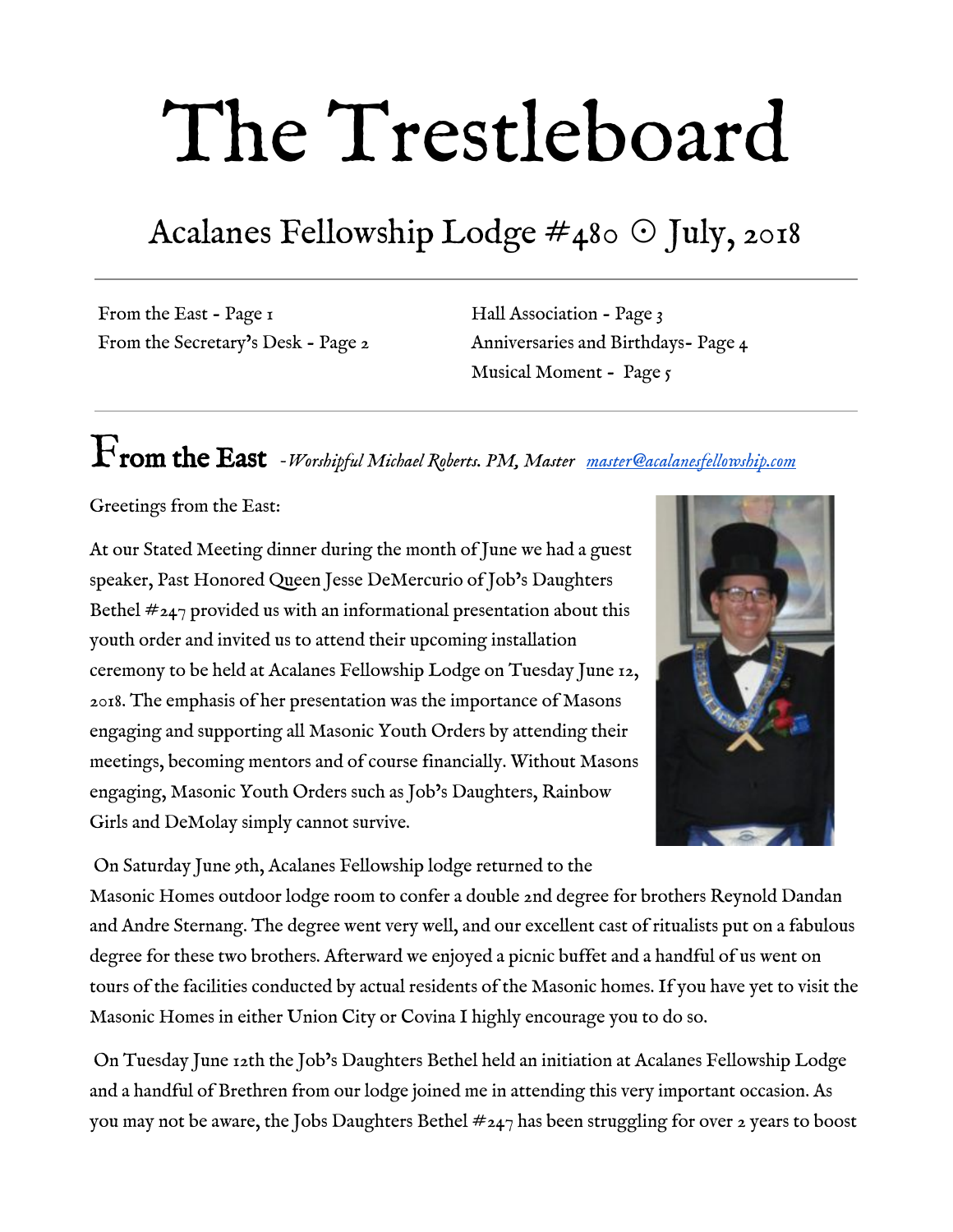# The Trestleboard

## Acalanes Fellowship Lodge #480 ⊙ July, 2018

From the East - Page 1
From the Secretary's Desk - Page 2
Hall Association - Page 3
Anniversaries and Birthdays- Page 4
Musical Moment - Page 5

## From the East *-Worshipful Michael Roberts. PM, Master* [master@acalanesfellowship.com](mailto:master@acalanesfellowship.com)

Greetings from the East:

At our Stated Meeting dinner during the month of June we had a guest speaker, Past Honored Queen Jesse DeMercurio of Job's Daughters Bethel #247 provided us with an informational presentation about this youth order and invited us to attend their upcoming installation ceremony to be held at Acalanes Fellowship Lodge on Tuesday June 12, 2018. The emphasis of her presentation was the importance of Masons engaging and supporting all Masonic Youth Orders by attending their meetings, becoming mentors and of course financially. Without Masons engaging, Masonic Youth Orders such as Job's Daughters, Rainbow Girls and DeMolay simply cannot survive.

On Saturday June 9th, Acalanes Fellowship lodge returned to the Masonic Homes outdoor lodge room to confer a double 2nd degree for brothers Reynold Dandan and Andre Sternang. The degree went very well, and our excellent cast of ritualists put on a fabulous degree for these two brothers. Afterward we enjoyed a picnic buffet and a handful of us went on tours of the facilities conducted by actual residents of the Masonic homes. If you have yet to visit the Masonic Homes in either Union City or Covina I highly encourage you to do so.

On Tuesday June 12th the Job's Daughters Bethel held an initiation at Acalanes Fellowship Lodge and a handful of Brethren from our lodge joined me in attending this very important occasion. As you may not be aware, the Jobs Daughters Bethel #247 has been struggling for over 2 years to boost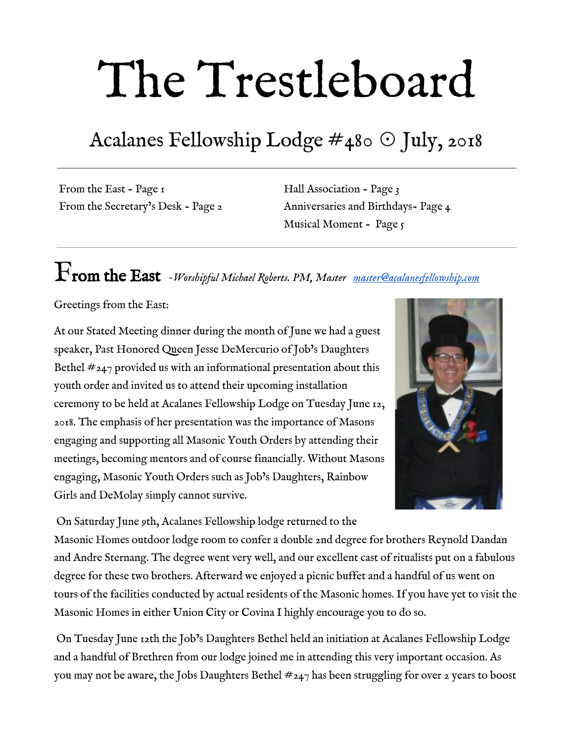# The Trestleboard

## Acalanes Fellowship Lodge #480 ⊙ July, 2018

From the East - Page 1
From the Secretary's Desk - Page 2
Hall Association - Page 3
Anniversaries and Birthdays- Page 4
Musical Moment - Page 5

## From the East *-Worshipful Michael Roberts. PM, Master* [*master@acalanesfellowship.com*](mailto:master@acalanesfellowship.com)

Greetings from the East:

At our Stated Meeting dinner during the month of June we had a guest speaker, Past Honored Queen Jesse DeMercurio of Job's Daughters Bethel #247 provided us with an informational presentation about this youth order and invited us to attend their upcoming installation ceremony to be held at Acalanes Fellowship Lodge on Tuesday June 12, 2018. The emphasis of her presentation was the importance of Masons engaging and supporting all Masonic Youth Orders by attending their meetings, becoming mentors and of course financially. Without Masons engaging, Masonic Youth Orders such as Job's Daughters, Rainbow Girls and DeMolay simply cannot survive.

On Saturday June 9th, Acalanes Fellowship lodge returned to the Masonic Homes outdoor lodge room to confer a double 2nd degree for brothers Reynold Dandan and Andre Sternang. The degree went very well, and our excellent cast of ritualists put on a fabulous degree for these two brothers. Afterward we enjoyed a picnic buffet and a handful of us went on tours of the facilities conducted by actual residents of the Masonic homes. If you have yet to visit the Masonic Homes in either Union City or Covina I highly encourage you to do so.

On Tuesday June 12th the Job's Daughters Bethel held an initiation at Acalanes Fellowship Lodge and a handful of Brethren from our lodge joined me in attending this very important occasion. As you may not be aware, the Jobs Daughters Bethel #247 has been struggling for over 2 years to boost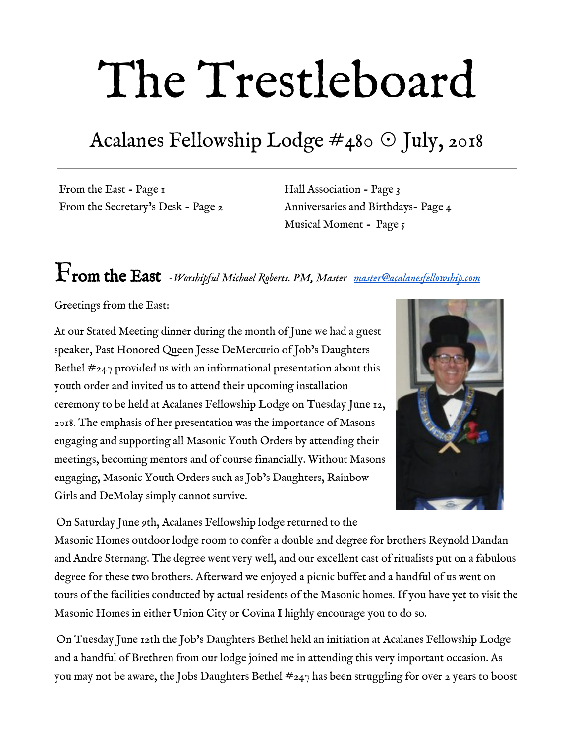# The Trestleboard

## Acalanes Fellowship Lodge #480 ⊙ July, 2018

From the East - Page 1
From the Secretary's Desk - Page 2
Hall Association - Page 3
Anniversaries and Birthdays- Page 4
Musical Moment - Page 5

## From the East *-Worshipful Michael Roberts. PM, Master* *master@acalanesfellowship.com*

Greetings from the East:

At our Stated Meeting dinner during the month of June we had a guest speaker, Past Honored Queen Jesse DeMercurio of Job's Daughters Bethel #247 provided us with an informational presentation about this youth order and invited us to attend their upcoming installation ceremony to be held at Acalanes Fellowship Lodge on Tuesday June 12, 2018. The emphasis of her presentation was the importance of Masons engaging and supporting all Masonic Youth Orders by attending their meetings, becoming mentors and of course financially. Without Masons engaging, Masonic Youth Orders such as Job's Daughters, Rainbow Girls and DeMolay simply cannot survive.

On Saturday June 9th, Acalanes Fellowship lodge returned to the Masonic Homes outdoor lodge room to confer a double 2nd degree for brothers Reynold Dandan and Andre Sternang. The degree went very well, and our excellent cast of ritualists put on a fabulous degree for these two brothers. Afterward we enjoyed a picnic buffet and a handful of us went on tours of the facilities conducted by actual residents of the Masonic homes. If you have yet to visit the Masonic Homes in either Union City or Covina I highly encourage you to do so.

On Tuesday June 12th the Job's Daughters Bethel held an initiation at Acalanes Fellowship Lodge and a handful of Brethren from our lodge joined me in attending this very important occasion. As you may not be aware, the Jobs Daughters Bethel #247 has been struggling for over 2 years to boost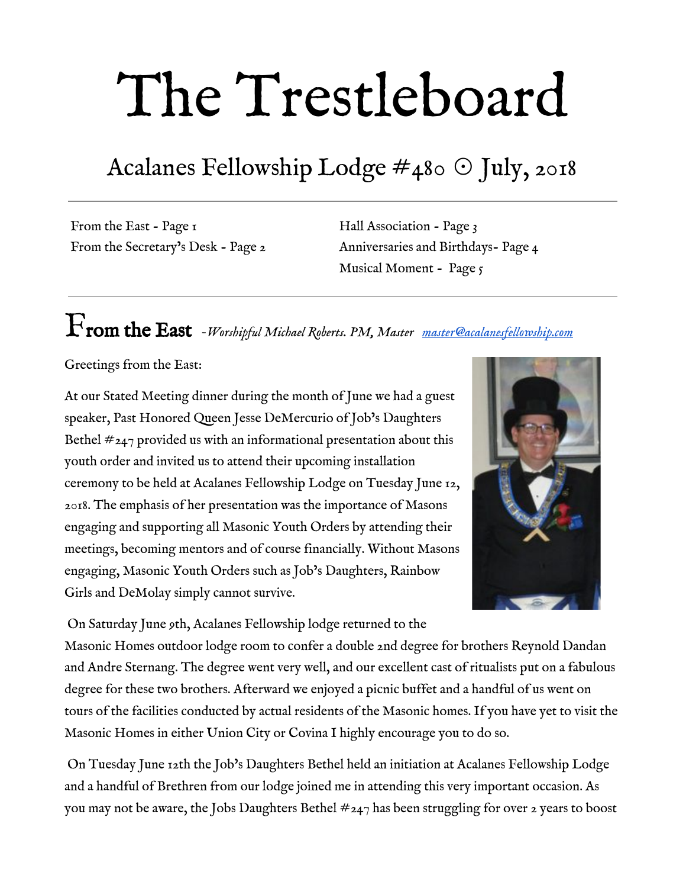# The Trestleboard

## Acalanes Fellowship Lodge #480 ☉ July, 2018

From the East - Page 1
From the Secretary's Desk - Page 2
Hall Association - Page 3
Anniversaries and Birthdays- Page 4
Musical Moment - Page 5

## From the East *-Worshipful Michael Roberts. PM, Master* *master@acalanesfellowship.com*

Greetings from the East:

At our Stated Meeting dinner during the month of June we had a guest speaker, Past Honored Queen Jesse DeMercurio of Job's Daughters Bethel #247 provided us with an informational presentation about this youth order and invited us to attend their upcoming installation ceremony to be held at Acalanes Fellowship Lodge on Tuesday June 12, 2018. The emphasis of her presentation was the importance of Masons engaging and supporting all Masonic Youth Orders by attending their meetings, becoming mentors and of course financially. Without Masons engaging, Masonic Youth Orders such as Job's Daughters, Rainbow Girls and DeMolay simply cannot survive.

On Saturday June 9th, Acalanes Fellowship lodge returned to the Masonic Homes outdoor lodge room to confer a double 2nd degree for brothers Reynold Dandan and Andre Sternang. The degree went very well, and our excellent cast of ritualists put on a fabulous degree for these two brothers. Afterward we enjoyed a picnic buffet and a handful of us went on tours of the facilities conducted by actual residents of the Masonic homes. If you have yet to visit the Masonic Homes in either Union City or Covina I highly encourage you to do so.

On Tuesday June 12th the Job's Daughters Bethel held an initiation at Acalanes Fellowship Lodge and a handful of Brethren from our lodge joined me in attending this very important occasion. As you may not be aware, the Jobs Daughters Bethel #247 has been struggling for over 2 years to boost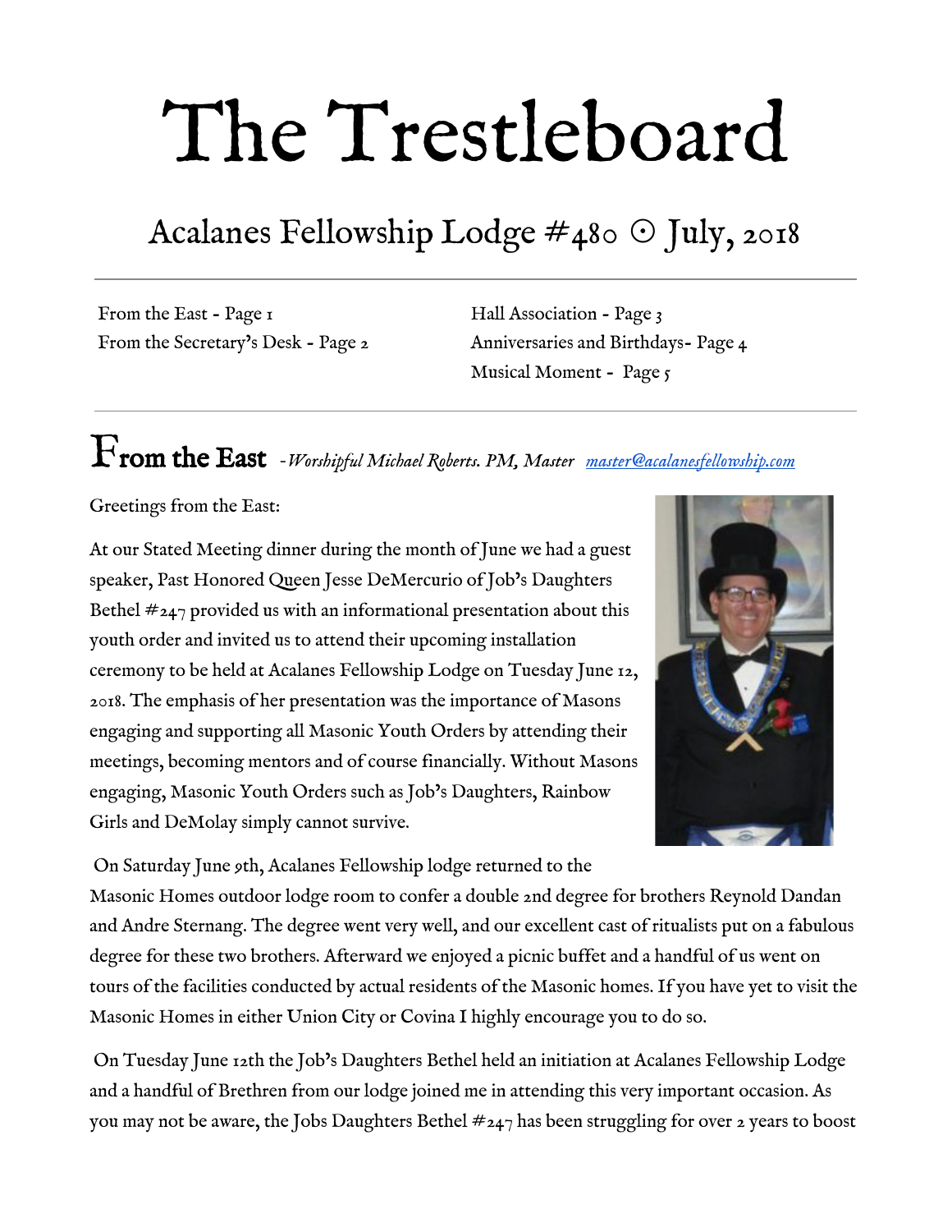# The Trestleboard

## Acalanes Fellowship Lodge #480 ☉ July, 2018

From the East - Page 1
From the Secretary's Desk - Page 2
Hall Association - Page 3
Anniversaries and Birthdays- Page 4
Musical Moment - Page 5

## From the East *-Worshipful Michael Roberts. PM, Master* *master@acalanesfellowship.com*

Greetings from the East:

At our Stated Meeting dinner during the month of June we had a guest speaker, Past Honored Queen Jesse DeMercurio of Job's Daughters Bethel #247 provided us with an informational presentation about this youth order and invited us to attend their upcoming installation ceremony to be held at Acalanes Fellowship Lodge on Tuesday June 12, 2018. The emphasis of her presentation was the importance of Masons engaging and supporting all Masonic Youth Orders by attending their meetings, becoming mentors and of course financially. Without Masons engaging, Masonic Youth Orders such as Job's Daughters, Rainbow Girls and DeMolay simply cannot survive.

On Saturday June 9th, Acalanes Fellowship lodge returned to the Masonic Homes outdoor lodge room to confer a double 2nd degree for brothers Reynold Dandan and Andre Sternang. The degree went very well, and our excellent cast of ritualists put on a fabulous degree for these two brothers. Afterward we enjoyed a picnic buffet and a handful of us went on tours of the facilities conducted by actual residents of the Masonic homes. If you have yet to visit the Masonic Homes in either Union City or Covina I highly encourage you to do so.

On Tuesday June 12th the Job's Daughters Bethel held an initiation at Acalanes Fellowship Lodge and a handful of Brethren from our lodge joined me in attending this very important occasion. As you may not be aware, the Jobs Daughters Bethel #247 has been struggling for over 2 years to boost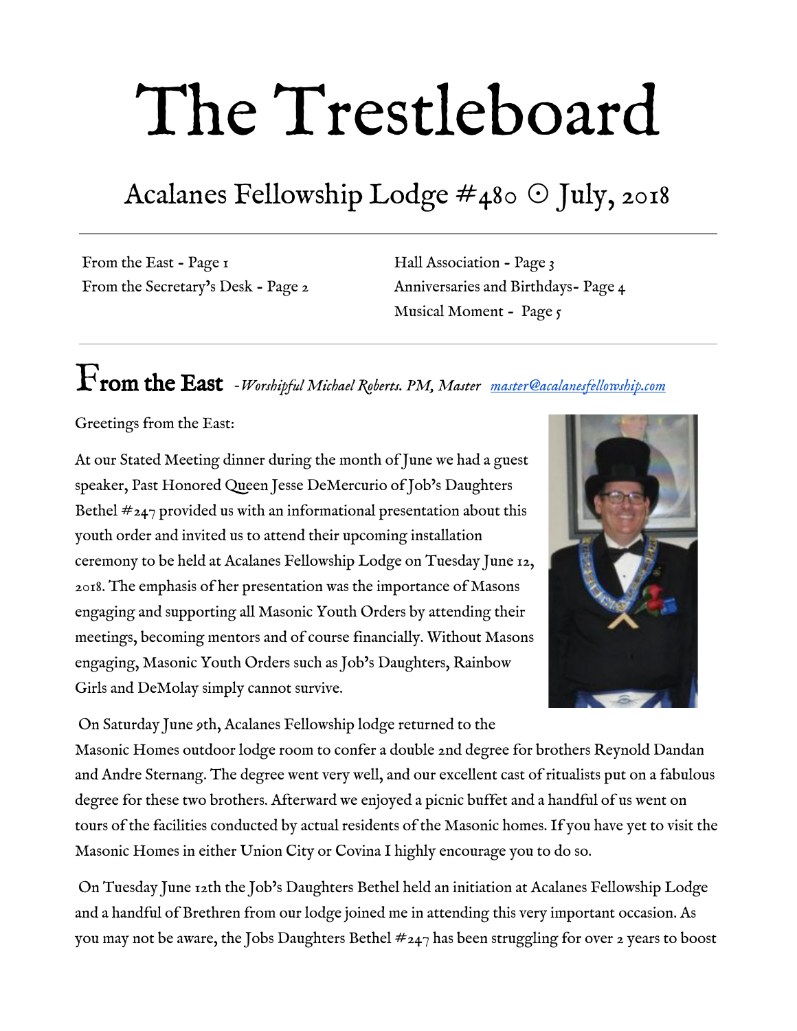# The Trestleboard

## Acalanes Fellowship Lodge #480 ⊙ July, 2018

From the East - Page 1
From the Secretary's Desk - Page 2
Hall Association - Page 3
Anniversaries and Birthdays- Page 4
Musical Moment - Page 5

## From the East *-Worshipful Michael Roberts. PM, Master* [master@acalanesfellowship.com](mailto:master@acalanesfellowship.com)

Greetings from the East:

At our Stated Meeting dinner during the month of June we had a guest speaker, Past Honored Queen Jesse DeMercurio of Job's Daughters Bethel #247 provided us with an informational presentation about this youth order and invited us to attend their upcoming installation ceremony to be held at Acalanes Fellowship Lodge on Tuesday June 12, 2018. The emphasis of her presentation was the importance of Masons engaging and supporting all Masonic Youth Orders by attending their meetings, becoming mentors and of course financially. Without Masons engaging, Masonic Youth Orders such as Job's Daughters, Rainbow Girls and DeMolay simply cannot survive.

On Saturday June 9th, Acalanes Fellowship lodge returned to the Masonic Homes outdoor lodge room to confer a double 2nd degree for brothers Reynold Dandan and Andre Sternang. The degree went very well, and our excellent cast of ritualists put on a fabulous degree for these two brothers. Afterward we enjoyed a picnic buffet and a handful of us went on tours of the facilities conducted by actual residents of the Masonic homes. If you have yet to visit the Masonic Homes in either Union City or Covina I highly encourage you to do so.

On Tuesday June 12th the Job's Daughters Bethel held an initiation at Acalanes Fellowship Lodge and a handful of Brethren from our lodge joined me in attending this very important occasion. As you may not be aware, the Jobs Daughters Bethel #247 has been struggling for over 2 years to boost